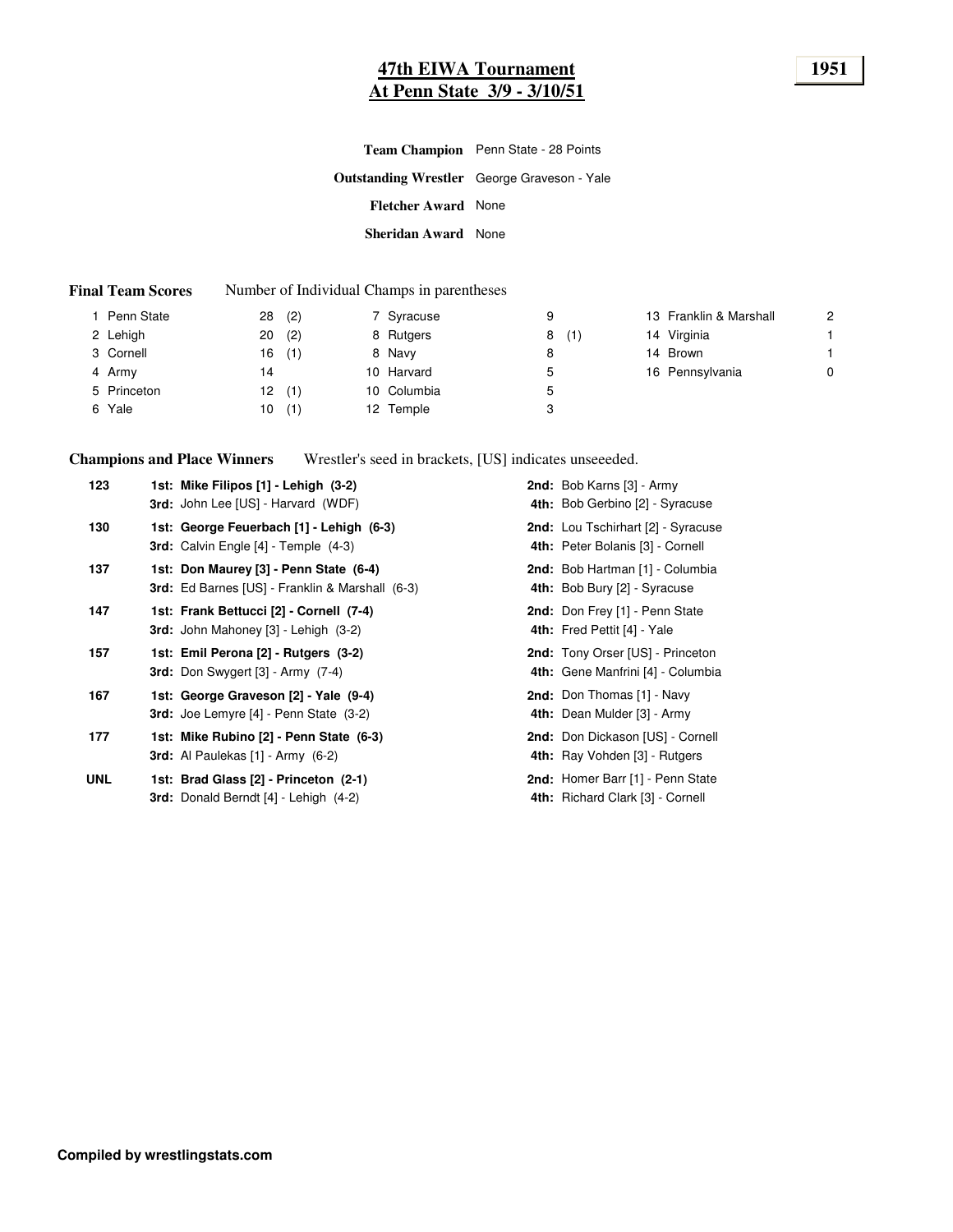# 47th EIWA Tournament
## At Penn State 3/9 - 3/10/51

**1951**

**Team Champion** Penn State - 28 Points

**Outstanding Wrestler** George Graveson - Yale

**Fletcher Award** None

**Sheridan Award** None

**Final Team Scores** Number of Individual Champs in parentheses

| Rank | Team | Points | Champs | Rank | Team | Points | Champs | Rank | Team | Points |
|---|---|---|---|---|---|---|---|---|---|---|
| 1 | Penn State | 28 | (2) | 7 | Syracuse | 9 | | 13 | Franklin & Marshall | 2 |
| 2 | Lehigh | 20 | (2) | 8 | Rutgers | 8 | (1) | 14 | Virginia | 1 |
| 3 | Cornell | 16 | (1) | 8 | Navy | 8 | | 14 | Brown | 1 |
| 4 | Army | 14 | | 10 | Harvard | 5 | | 16 | Pennsylvania | 0 |
| 5 | Princeton | 12 | (1) | 10 | Columbia | 5 | | | | |
| 6 | Yale | 10 | (1) | 12 | Temple | 3 | | | | |

**Champions and Place Winners** Wrestler's seed in brackets, [US] indicates unseeeded.

| Weight | 1st / 3rd | 2nd / 4th |
|---|---|---|
| 123 | **1st: Mike Filipos [1] - Lehigh (3-2)** | **2nd:** Bob Karns [3] - Army |
| | **3rd:** John Lee [US] - Harvard (WDF) | **4th:** Bob Gerbino [2] - Syracuse |
| 130 | **1st: George Feuerbach [1] - Lehigh (6-3)** | **2nd:** Lou Tschirhart [2] - Syracuse |
| | **3rd:** Calvin Engle [4] - Temple (4-3) | **4th:** Peter Bolanis [3] - Cornell |
| 137 | **1st: Don Maurey [3] - Penn State (6-4)** | **2nd:** Bob Hartman [1] - Columbia |
| | **3rd:** Ed Barnes [US] - Franklin & Marshall (6-3) | **4th:** Bob Bury [2] - Syracuse |
| 147 | **1st: Frank Bettucci [2] - Cornell (7-4)** | **2nd:** Don Frey [1] - Penn State |
| | **3rd:** John Mahoney [3] - Lehigh (3-2) | **4th:** Fred Pettit [4] - Yale |
| 157 | **1st: Emil Perona [2] - Rutgers (3-2)** | **2nd:** Tony Orser [US] - Princeton |
| | **3rd:** Don Swygert [3] - Army (7-4) | **4th:** Gene Manfrini [4] - Columbia |
| 167 | **1st: George Graveson [2] - Yale (9-4)** | **2nd:** Don Thomas [1] - Navy |
| | **3rd:** Joe Lemyre [4] - Penn State (3-2) | **4th:** Dean Mulder [3] - Army |
| 177 | **1st: Mike Rubino [2] - Penn State (6-3)** | **2nd:** Don Dickason [US] - Cornell |
| | **3rd:** Al Paulekas [1] - Army (6-2) | **4th:** Ray Vohden [3] - Rutgers |
| UNL | **1st: Brad Glass [2] - Princeton (2-1)** | **2nd:** Homer Barr [1] - Penn State |
| | **3rd:** Donald Berndt [4] - Lehigh (4-2) | **4th:** Richard Clark [3] - Cornell |

**Compiled by wrestlingstats.com**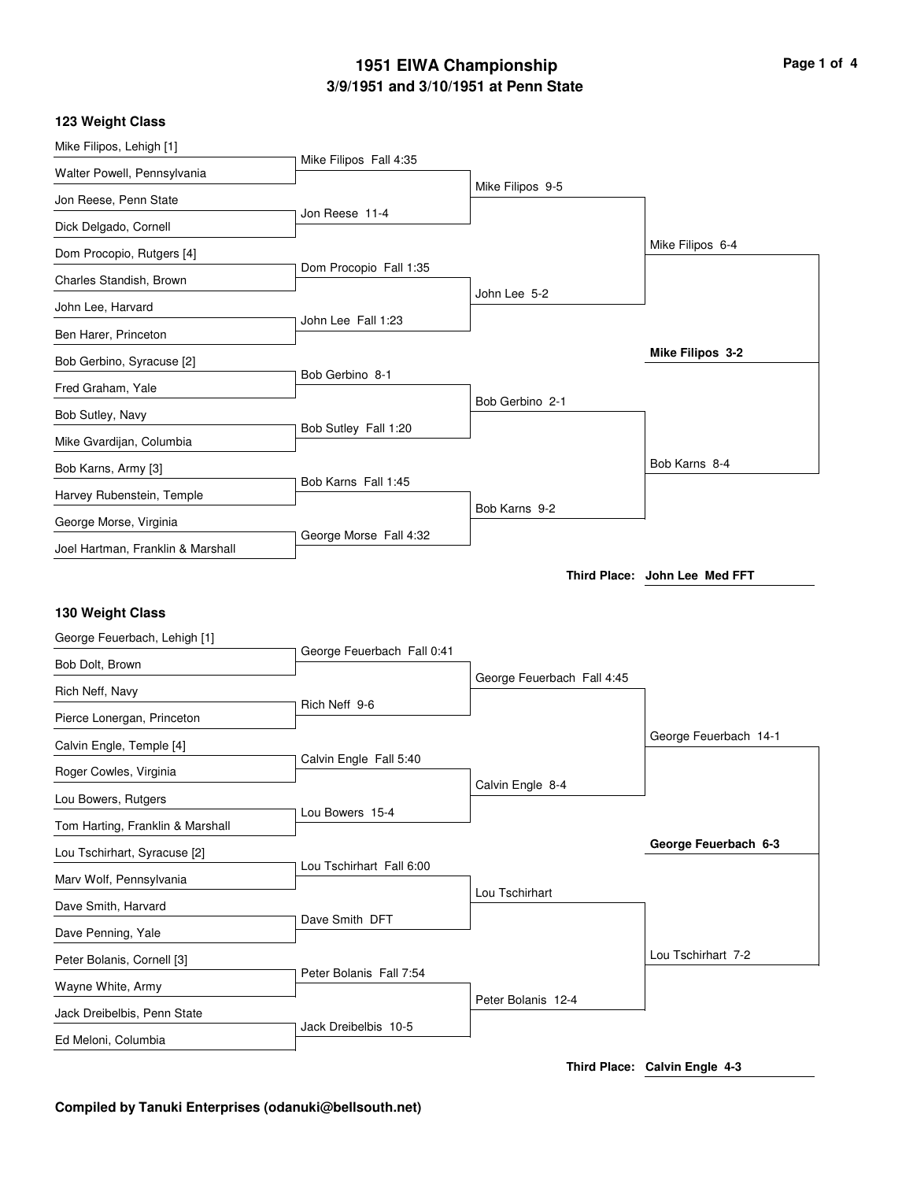# 1951 EIWA Championship

## 3/9/1951 and 3/10/1951 at Penn State

### 123 Weight Class

**First Round**

- Mike Filipos, Lehigh [1] vs. Walter Powell, Pennsylvania — Mike Filipos Fall 4:35
- Jon Reese, Penn State vs. Dick Delgado, Cornell — Jon Reese 11-4
- Dom Procopio, Rutgers [4] vs. Charles Standish, Brown — Dom Procopio Fall 1:35
- John Lee, Harvard vs. Ben Harer, Princeton — John Lee Fall 1:23
- Bob Gerbino, Syracuse [2] vs. Fred Graham, Yale — Bob Gerbino 8-1
- Bob Sutley, Navy vs. Mike Gvardijan, Columbia — Bob Sutley Fall 1:20
- Bob Karns, Army [3] vs. Harvey Rubenstein, Temple — Bob Karns Fall 1:45
- George Morse, Virginia vs. Joel Hartman, Franklin & Marshall — George Morse Fall 4:32

**Quarterfinals**

- Mike Filipos 9-5
- John Lee 5-2
- Bob Gerbino 2-1
- Bob Karns 9-2

**Semifinals**

- Mike Filipos 6-4
- Bob Karns 8-4

**Final**

- **Mike Filipos 3-2**

**Third Place:** John Lee Med FFT

### 130 Weight Class

**First Round**

- George Feuerbach, Lehigh [1] vs. Bob Dolt, Brown — George Feuerbach Fall 0:41
- Rich Neff, Navy vs. Pierce Lonergan, Princeton — Rich Neff 9-6
- Calvin Engle, Temple [4] vs. Roger Cowles, Virginia — Calvin Engle Fall 5:40
- Lou Bowers, Rutgers vs. Tom Harting, Franklin & Marshall — Lou Bowers 15-4
- Lou Tschirhart, Syracuse [2] vs. Marv Wolf, Pennsylvania — Lou Tschirhart Fall 6:00
- Dave Smith, Harvard vs. Dave Penning, Yale — Dave Smith DFT
- Peter Bolanis, Cornell [3] vs. Wayne White, Army — Peter Bolanis Fall 7:54
- Jack Dreibelbis, Penn State vs. Ed Meloni, Columbia — Jack Dreibelbis 10-5

**Quarterfinals**

- George Feuerbach Fall 4:45
- Calvin Engle 8-4
- Lou Tschirhart
- Peter Bolanis 12-4

**Semifinals**

- George Feuerbach 14-1
- Lou Tschirhart 7-2

**Final**

- **George Feuerbach 6-3**

**Third Place:** Calvin Engle 4-3

**Compiled by Tanuki Enterprises (odanuki@bellsouth.net)**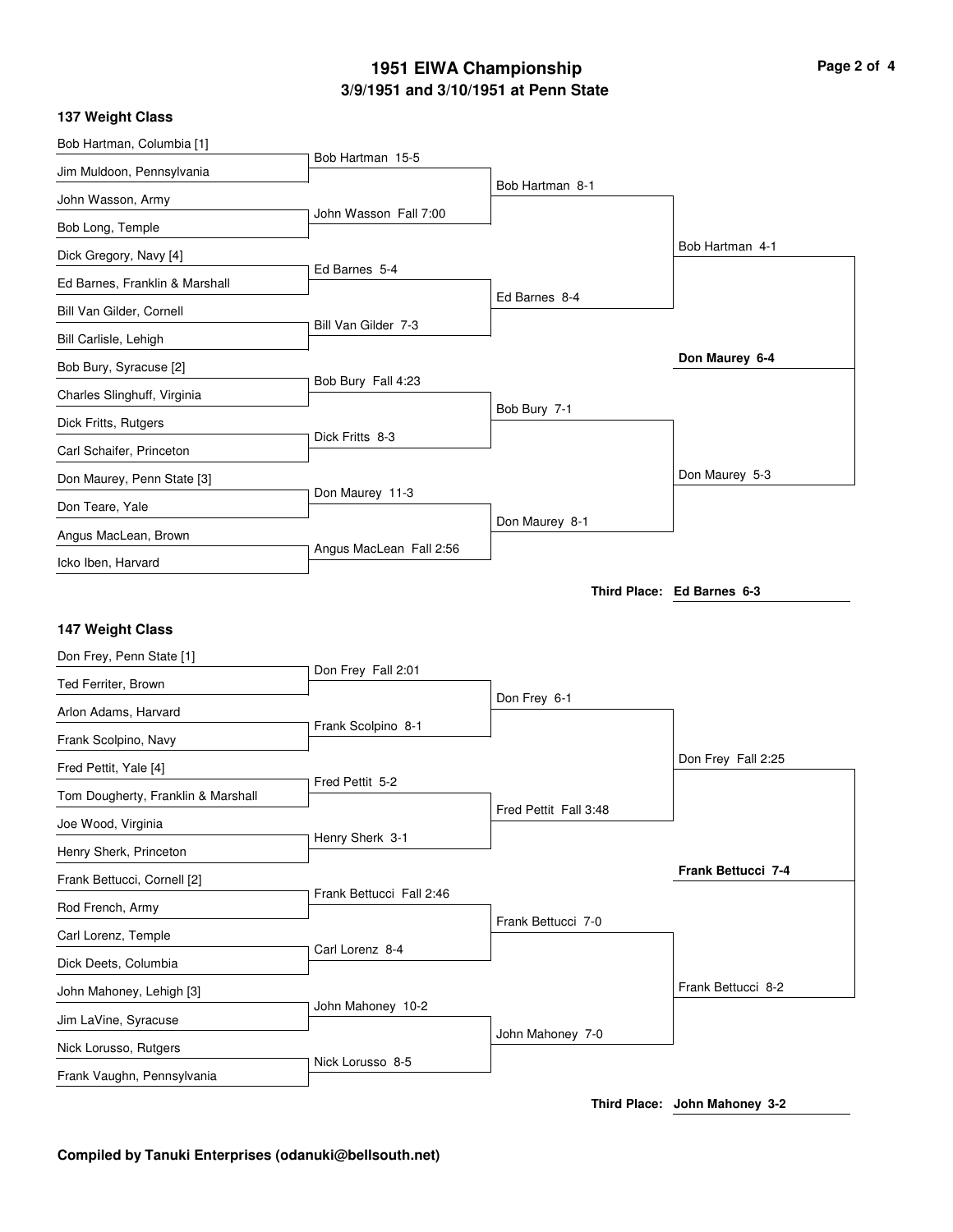# 1951 EIWA Championship

## 3/9/1951 and 3/10/1951 at Penn State

### 137 Weight Class

**First Round**

- Bob Hartman, Columbia [1] vs. Jim Muldoon, Pennsylvania — Bob Hartman 15-5
- John Wasson, Army vs. Bob Long, Temple — John Wasson Fall 7:00
- Dick Gregory, Navy [4] vs. Ed Barnes, Franklin & Marshall — Ed Barnes 5-4
- Bill Van Gilder, Cornell vs. Bill Carlisle, Lehigh — Bill Van Gilder 7-3
- Bob Bury, Syracuse [2] vs. Charles Slinghuff, Virginia — Bob Bury Fall 4:23
- Dick Fritts, Rutgers vs. Carl Schaifer, Princeton — Dick Fritts 8-3
- Don Maurey, Penn State [3] vs. Don Teare, Yale — Don Maurey 11-3
- Angus MacLean, Brown vs. Icko Iben, Harvard — Angus MacLean Fall 2:56

**Quarterfinals**

- Bob Hartman 8-1
- Ed Barnes 8-4
- Bob Bury 7-1
- Don Maurey 8-1

**Semifinals**

- Bob Hartman 4-1
- Don Maurey 5-3

**Final**

- **Don Maurey 6-4**

**Third Place: Ed Barnes 6-3**

### 147 Weight Class

**First Round**

- Don Frey, Penn State [1] vs. Ted Ferriter, Brown — Don Frey Fall 2:01
- Arlon Adams, Harvard vs. Frank Scolpino, Navy — Frank Scolpino 8-1
- Fred Pettit, Yale [4] vs. Tom Dougherty, Franklin & Marshall — Fred Pettit 5-2
- Joe Wood, Virginia vs. Henry Sherk, Princeton — Henry Sherk 3-1
- Frank Bettucci, Cornell [2] vs. Rod French, Army — Frank Bettucci Fall 2:46
- Carl Lorenz, Temple vs. Dick Deets, Columbia — Carl Lorenz 8-4
- John Mahoney, Lehigh [3] vs. Jim LaVine, Syracuse — John Mahoney 10-2
- Nick Lorusso, Rutgers vs. Frank Vaughn, Pennsylvania — Nick Lorusso 8-5

**Quarterfinals**

- Don Frey 6-1
- Fred Pettit Fall 3:48
- Frank Bettucci 7-0
- John Mahoney 7-0

**Semifinals**

- Don Frey Fall 2:25
- Frank Bettucci 8-2

**Final**

- **Frank Bettucci 7-4**

**Third Place: John Mahoney 3-2**

**Compiled by Tanuki Enterprises (odanuki@bellsouth.net)**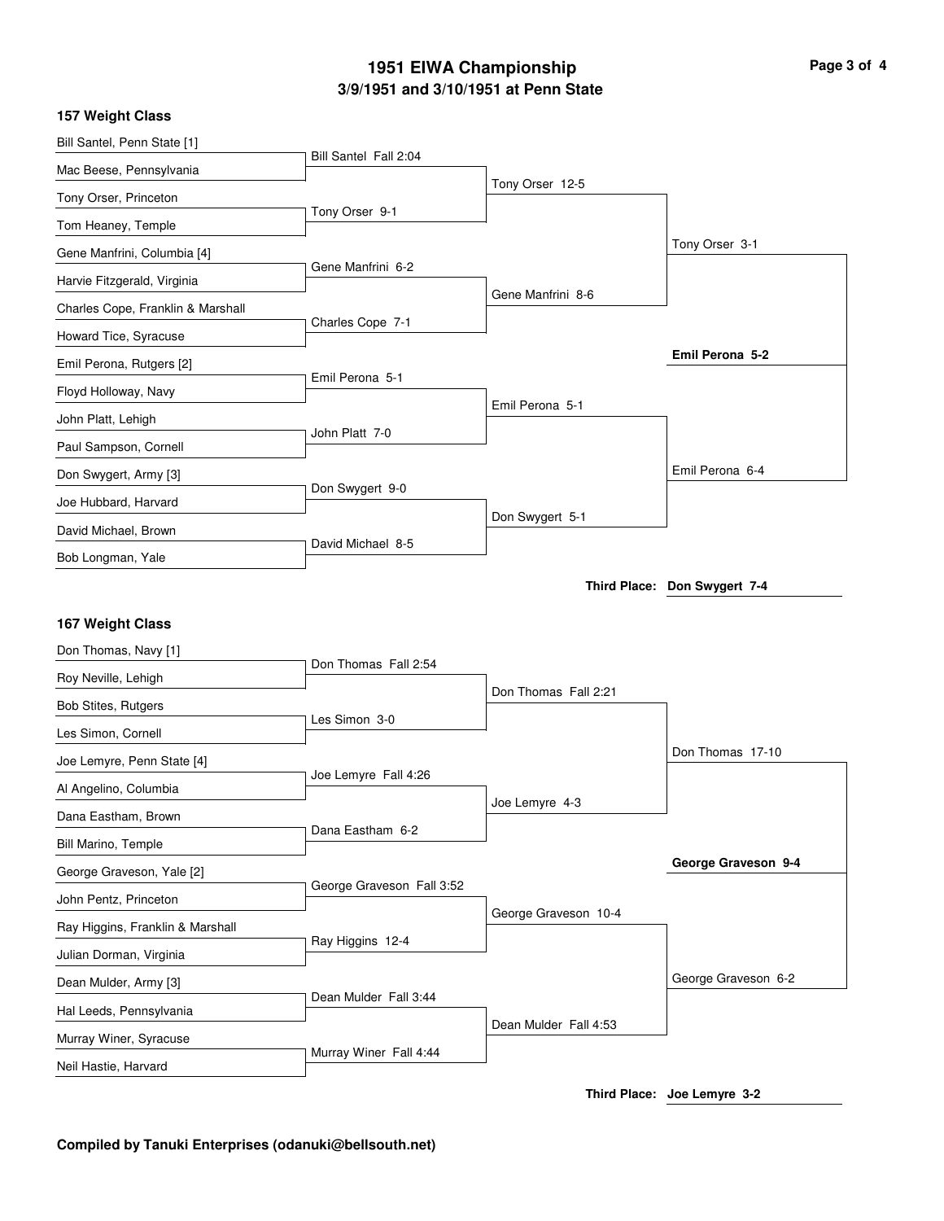# 1951 EIWA Championship

## 3/9/1951 and 3/10/1951 at Penn State

### 157 Weight Class

**First Round**

| Wrestlers | Winner |
|---|---|
| Bill Santel, Penn State [1] vs. Mac Beese, Pennsylvania | Bill Santel Fall 2:04 |
| Tony Orser, Princeton vs. Tom Heaney, Temple | Tony Orser 9-1 |
| Gene Manfrini, Columbia [4] vs. Harvie Fitzgerald, Virginia | Gene Manfrini 6-2 |
| Charles Cope, Franklin & Marshall vs. Howard Tice, Syracuse | Charles Cope 7-1 |
| Emil Perona, Rutgers [2] vs. Floyd Holloway, Navy | Emil Perona 5-1 |
| John Platt, Lehigh vs. Paul Sampson, Cornell | John Platt 7-0 |
| Don Swygert, Army [3] vs. Joe Hubbard, Harvard | Don Swygert 9-0 |
| David Michael, Brown vs. Bob Longman, Yale | David Michael 8-5 |

**Quarterfinals**

- Tony Orser 12-5
- Gene Manfrini 8-6
- Emil Perona 5-1
- Don Swygert 5-1

**Semifinals**

- Tony Orser 3-1
- Emil Perona 6-4

**Final**

- **Emil Perona 5-2**

**Third Place:** Don Swygert 7-4

### 167 Weight Class

**First Round**

| Wrestlers | Winner |
|---|---|
| Don Thomas, Navy [1] vs. Roy Neville, Lehigh | Don Thomas Fall 2:54 |
| Bob Stites, Rutgers vs. Les Simon, Cornell | Les Simon 3-0 |
| Joe Lemyre, Penn State [4] vs. Al Angelino, Columbia | Joe Lemyre Fall 4:26 |
| Dana Eastham, Brown vs. Bill Marino, Temple | Dana Eastham 6-2 |
| George Graveson, Yale [2] vs. John Pentz, Princeton | George Graveson Fall 3:52 |
| Ray Higgins, Franklin & Marshall vs. Julian Dorman, Virginia | Ray Higgins 12-4 |
| Dean Mulder, Army [3] vs. Hal Leeds, Pennsylvania | Dean Mulder Fall 3:44 |
| Murray Winer, Syracuse vs. Neil Hastie, Harvard | Murray Winer Fall 4:44 |

**Quarterfinals**

- Don Thomas Fall 2:21
- Joe Lemyre 4-3
- George Graveson 10-4
- Dean Mulder Fall 4:53

**Semifinals**

- Don Thomas 17-10
- George Graveson 6-2

**Final**

- **George Graveson 9-4**

**Third Place:** Joe Lemyre 3-2

**Compiled by Tanuki Enterprises (odanuki@bellsouth.net)**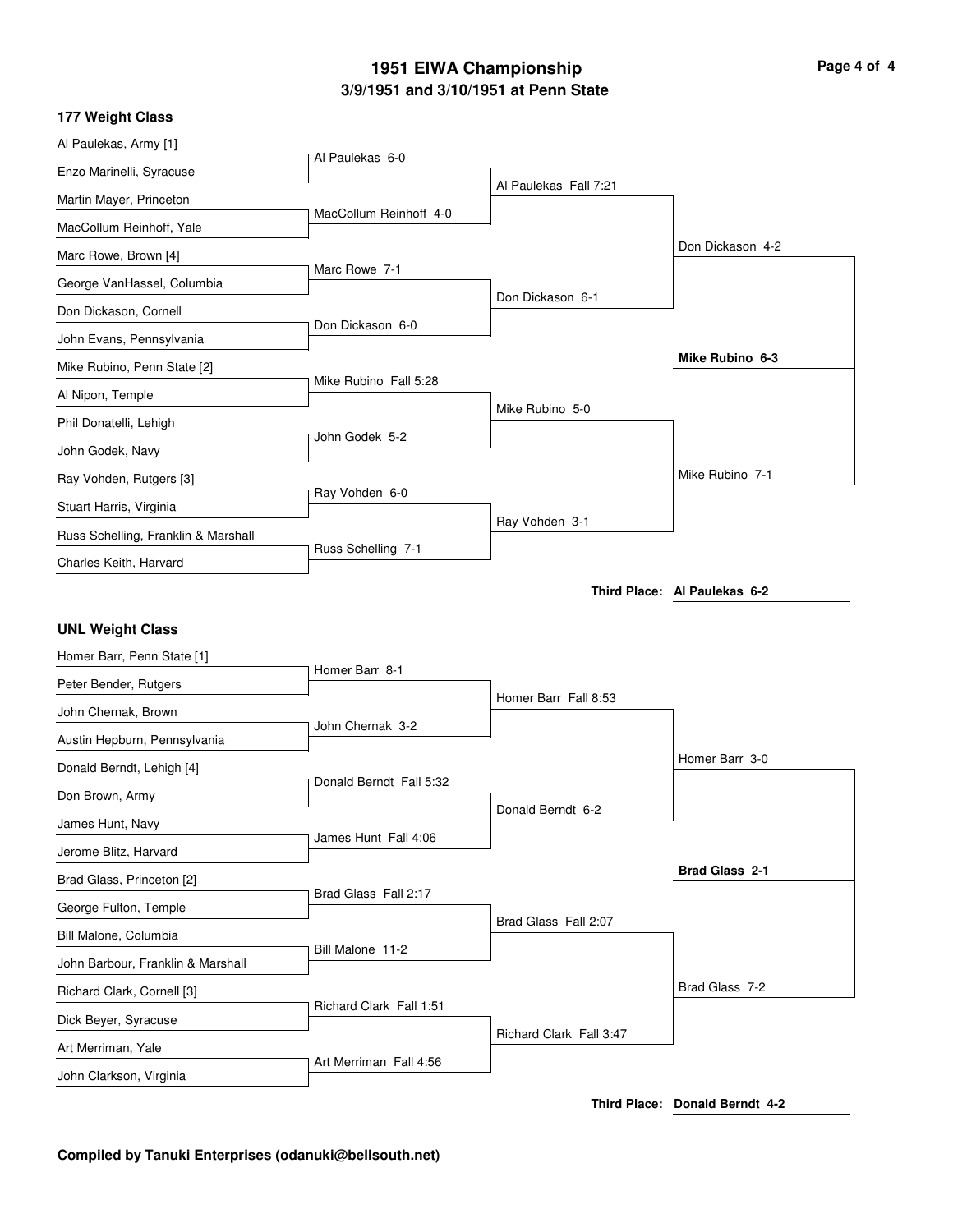# 1951 EIWA Championship

## 3/9/1951 and 3/10/1951 at Penn State

### 177 Weight Class

Al Paulekas, Army [1]
Enzo Marinelli, Syracuse
Martin Mayer, Princeton
MacCollum Reinhoff, Yale
Marc Rowe, Brown [4]
George VanHassel, Columbia
Don Dickason, Cornell
John Evans, Pennsylvania
Mike Rubino, Penn State [2]
Al Nipon, Temple
Phil Donatelli, Lehigh
John Godek, Navy
Ray Vohden, Rutgers [3]
Stuart Harris, Virginia
Russ Schelling, Franklin & Marshall
Charles Keith, Harvard

Al Paulekas 6-0
MacCollum Reinhoff 4-0
Marc Rowe 7-1
Don Dickason 6-0
Mike Rubino Fall 5:28
John Godek 5-2
Ray Vohden 6-0
Russ Schelling 7-1

Al Paulekas Fall 7:21
Don Dickason 6-1
Mike Rubino 5-0
Ray Vohden 3-1

Don Dickason 4-2
Mike Rubino 7-1

**Mike Rubino 6-3**

**Third Place:** **Al Paulekas 6-2**

### UNL Weight Class

Homer Barr, Penn State [1]
Peter Bender, Rutgers
John Chernak, Brown
Austin Hepburn, Pennsylvania
Donald Berndt, Lehigh [4]
Don Brown, Army
James Hunt, Navy
Jerome Blitz, Harvard
Brad Glass, Princeton [2]
George Fulton, Temple
Bill Malone, Columbia
John Barbour, Franklin & Marshall
Richard Clark, Cornell [3]
Dick Beyer, Syracuse
Art Merriman, Yale
John Clarkson, Virginia

Homer Barr 8-1
John Chernak 3-2
Donald Berndt Fall 5:32
James Hunt Fall 4:06
Brad Glass Fall 2:17
Bill Malone 11-2
Richard Clark Fall 1:51
Art Merriman Fall 4:56

Homer Barr Fall 8:53
Donald Berndt 6-2
Brad Glass Fall 2:07
Richard Clark Fall 3:47

Homer Barr 3-0
Brad Glass 7-2

**Brad Glass 2-1**

**Third Place:** **Donald Berndt 4-2**

**Compiled by Tanuki Enterprises (odanuki@bellsouth.net)**